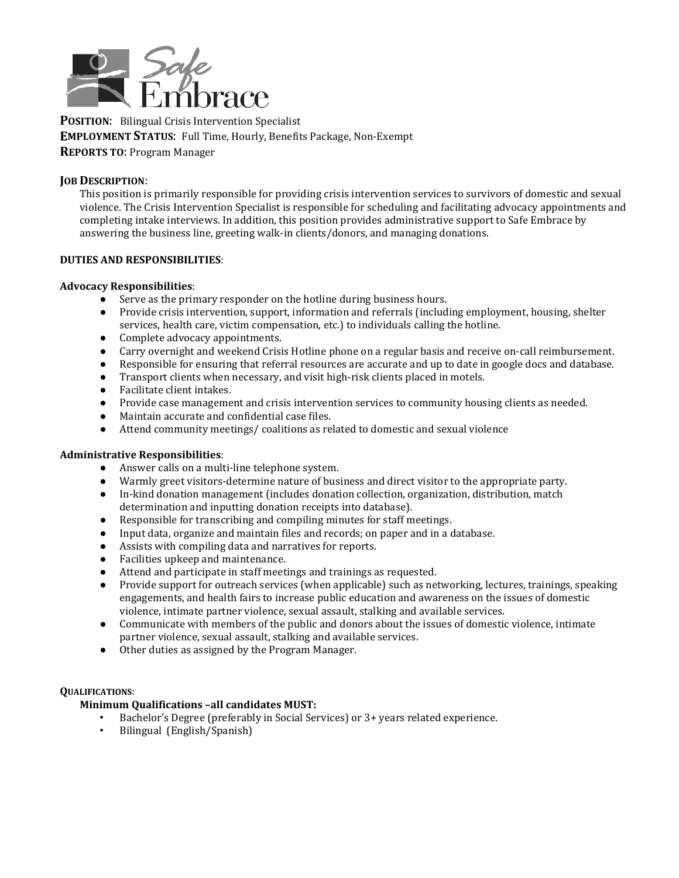Safe Embrace

**POSITION**: Bilingual Crisis Intervention Specialist
**EMPLOYMENT STATUS**: Full Time, Hourly, Benefits Package, Non-Exempt
**REPORTS TO**: Program Manager

**JOB DESCRIPTION**:

This position is primarily responsible for providing crisis intervention services to survivors of domestic and sexual violence. The Crisis Intervention Specialist is responsible for scheduling and facilitating advocacy appointments and completing intake interviews. In addition, this position provides administrative support to Safe Embrace by answering the business line, greeting walk-in clients/donors, and managing donations.

**DUTIES AND RESPONSIBILITIES**:

**Advocacy Responsibilities**:

- Serve as the primary responder on the hotline during business hours.
- Provide crisis intervention, support, information and referrals (including employment, housing, shelter services, health care, victim compensation, etc.) to individuals calling the hotline.
- Complete advocacy appointments.
- Carry overnight and weekend Crisis Hotline phone on a regular basis and receive on-call reimbursement.
- Responsible for ensuring that referral resources are accurate and up to date in google docs and database.
- Transport clients when necessary, and visit high-risk clients placed in motels.
- Facilitate client intakes.
- Provide case management and crisis intervention services to community housing clients as needed.
- Maintain accurate and confidential case files.
- Attend community meetings/ coalitions as related to domestic and sexual violence

**Administrative Responsibilities**:

- Answer calls on a multi-line telephone system.
- Warmly greet visitors-determine nature of business and direct visitor to the appropriate party.
- In-kind donation management (includes donation collection, organization, distribution, match determination and inputting donation receipts into database).
- Responsible for transcribing and compiling minutes for staff meetings.
- Input data, organize and maintain files and records; on paper and in a database.
- Assists with compiling data and narratives for reports.
- Facilities upkeep and maintenance.
- Attend and participate in staff meetings and trainings as requested.
- Provide support for outreach services (when applicable) such as networking, lectures, trainings, speaking engagements, and health fairs to increase public education and awareness on the issues of domestic violence, intimate partner violence, sexual assault, stalking and available services.
- Communicate with members of the public and donors about the issues of domestic violence, intimate partner violence, sexual assault, stalking and available services.
- Other duties as assigned by the Program Manager.

**QUALIFICATIONS**:

**Minimum Qualifications –all candidates MUST:**

- Bachelor's Degree (preferably in Social Services) or 3+ years related experience.
- Bilingual (English/Spanish)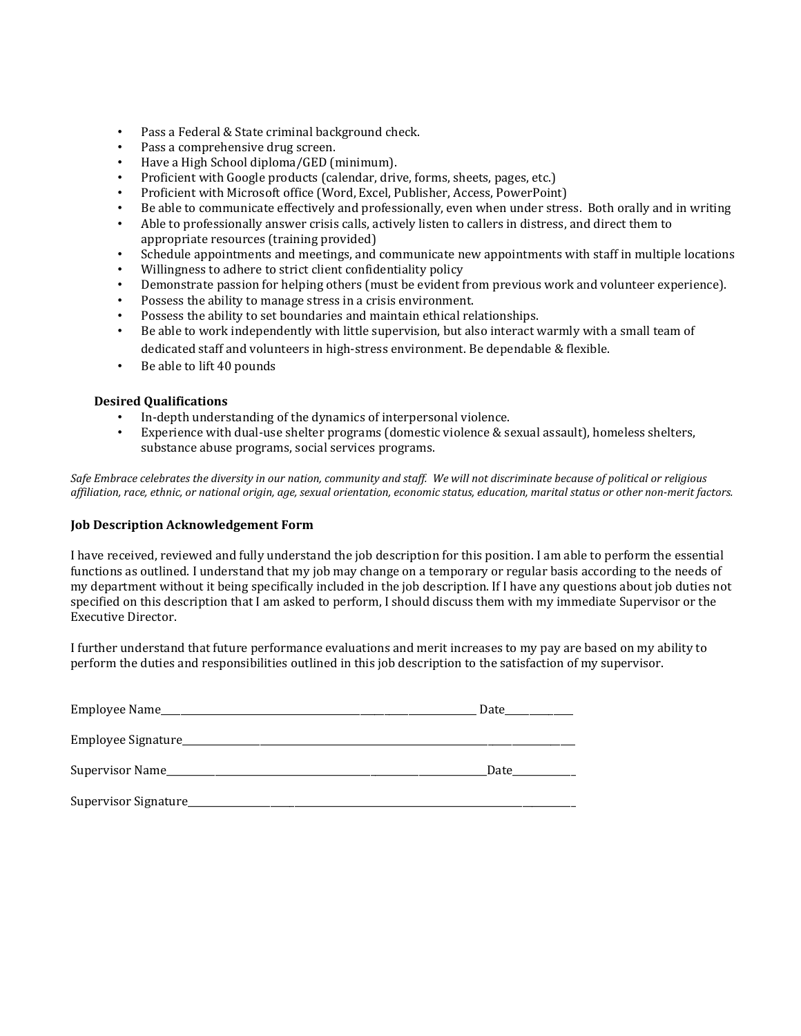- Pass a Federal & State criminal background check.
- Pass a comprehensive drug screen.
- Have a High School diploma/GED (minimum).
- Proficient with Google products (calendar, drive, forms, sheets, pages, etc.)
- Proficient with Microsoft office (Word, Excel, Publisher, Access, PowerPoint)
- Be able to communicate effectively and professionally, even when under stress. Both orally and in writing
- Able to professionally answer crisis calls, actively listen to callers in distress, and direct them to appropriate resources (training provided)
- Schedule appointments and meetings, and communicate new appointments with staff in multiple locations
- Willingness to adhere to strict client confidentiality policy
- Demonstrate passion for helping others (must be evident from previous work and volunteer experience).
- Possess the ability to manage stress in a crisis environment.
- Possess the ability to set boundaries and maintain ethical relationships.
- Be able to work independently with little supervision, but also interact warmly with a small team of dedicated staff and volunteers in high-stress environment. Be dependable & flexible.
- Be able to lift 40 pounds

**Desired Qualifications**

- In-depth understanding of the dynamics of interpersonal violence.
- Experience with dual-use shelter programs (domestic violence & sexual assault), homeless shelters, substance abuse programs, social services programs.

*Safe Embrace celebrates the diversity in our nation, community and staff. We will not discriminate because of political or religious affiliation, race, ethnic, or national origin, age, sexual orientation, economic status, education, marital status or other non-merit factors.*

**Job Description Acknowledgement Form**

I have received, reviewed and fully understand the job description for this position. I am able to perform the essential functions as outlined. I understand that my job may change on a temporary or regular basis according to the needs of my department without it being specifically included in the job description. If I have any questions about job duties not specified on this description that I am asked to perform, I should discuss them with my immediate Supervisor or the Executive Director.

I further understand that future performance evaluations and merit increases to my pay are based on my ability to perform the duties and responsibilities outlined in this job description to the satisfaction of my supervisor.

Employee Name________________________________________________ Date__________

Employee Signature____________________________________________________________

Supervisor Name_______________________________________________Date__________

Supervisor Signature___________________________________________________________